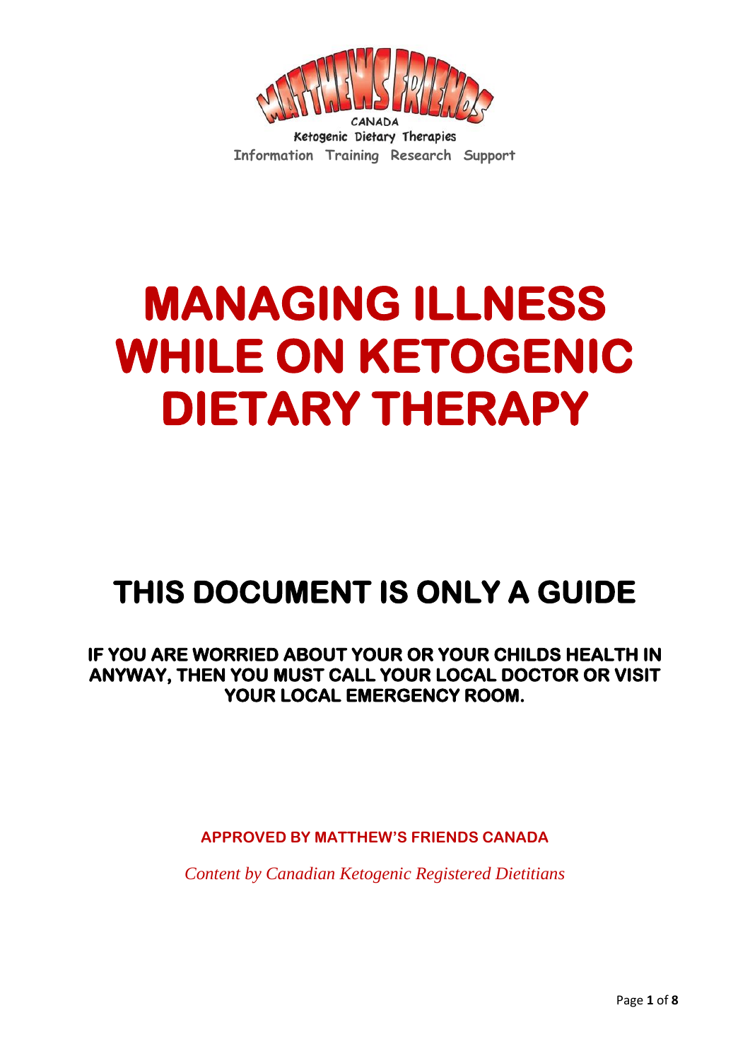MATTHEWS FRIENDS

CANADA

Ketogenic Dietary Therapies

Information Training Research Support

# MANAGING ILLNESS WHILE ON KETOGENIC DIETARY THERAPY

## THIS DOCUMENT IS ONLY A GUIDE

**IF YOU ARE WORRIED ABOUT YOUR OR YOUR CHILDS HEALTH IN ANYWAY, THEN YOU MUST CALL YOUR LOCAL DOCTOR OR VISIT YOUR LOCAL EMERGENCY ROOM.**

**APPROVED BY MATTHEW'S FRIENDS CANADA**

*Content by Canadian Ketogenic Registered Dietitians*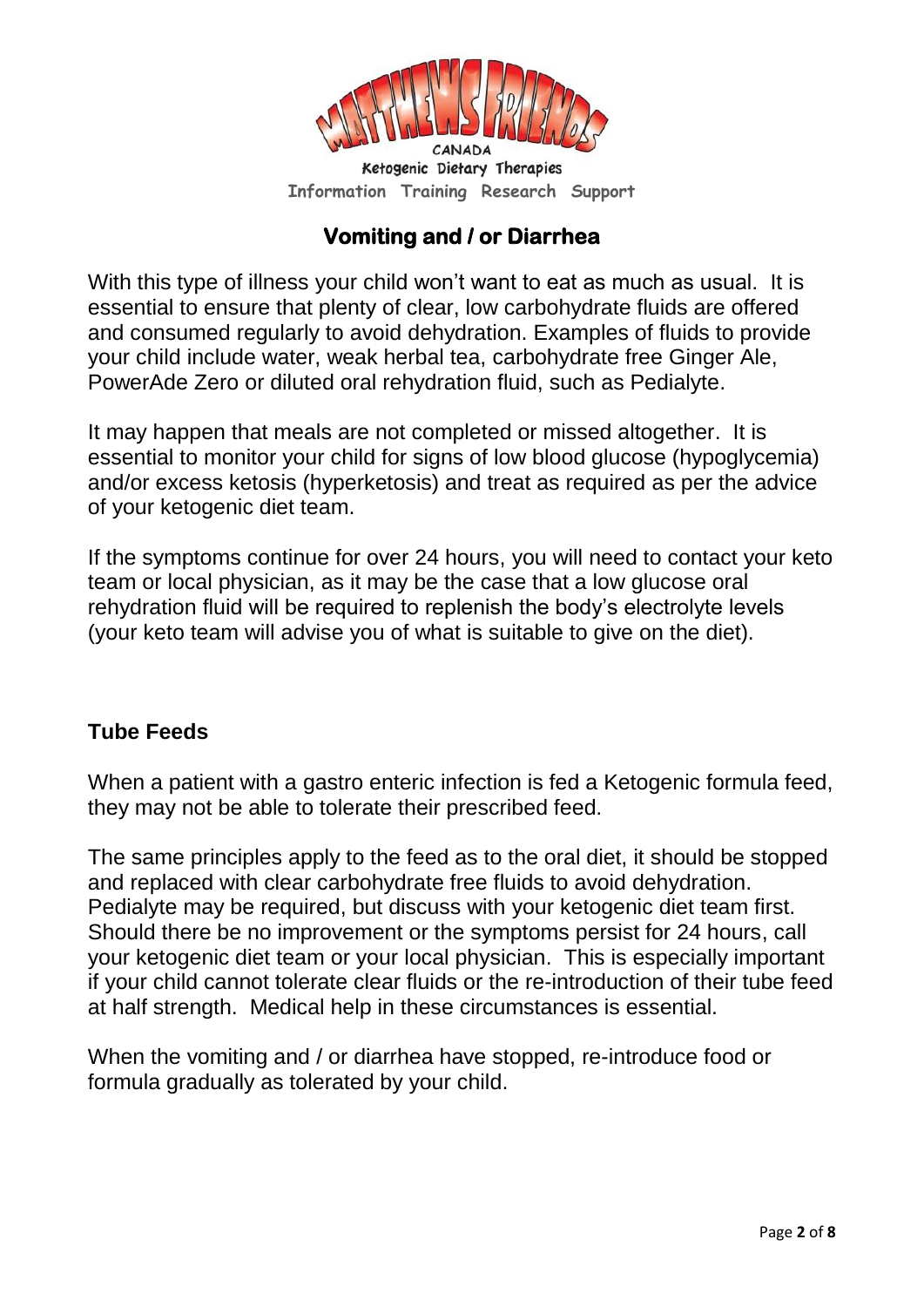## Vomiting and / or Diarrhea

With this type of illness your child won't want to eat as much as usual. It is essential to ensure that plenty of clear, low carbohydrate fluids are offered and consumed regularly to avoid dehydration. Examples of fluids to provide your child include water, weak herbal tea, carbohydrate free Ginger Ale, PowerAde Zero or diluted oral rehydration fluid, such as Pedialyte.

It may happen that meals are not completed or missed altogether. It is essential to monitor your child for signs of low blood glucose (hypoglycemia) and/or excess ketosis (hyperketosis) and treat as required as per the advice of your ketogenic diet team.

If the symptoms continue for over 24 hours, you will need to contact your keto team or local physician, as it may be the case that a low glucose oral rehydration fluid will be required to replenish the body's electrolyte levels (your keto team will advise you of what is suitable to give on the diet).

### Tube Feeds

When a patient with a gastro enteric infection is fed a Ketogenic formula feed, they may not be able to tolerate their prescribed feed.

The same principles apply to the feed as to the oral diet, it should be stopped and replaced with clear carbohydrate free fluids to avoid dehydration. Pedialyte may be required, but discuss with your ketogenic diet team first. Should there be no improvement or the symptoms persist for 24 hours, call your ketogenic diet team or your local physician. This is especially important if your child cannot tolerate clear fluids or the re-introduction of their tube feed at half strength. Medical help in these circumstances is essential.

When the vomiting and / or diarrhea have stopped, re-introduce food or formula gradually as tolerated by your child.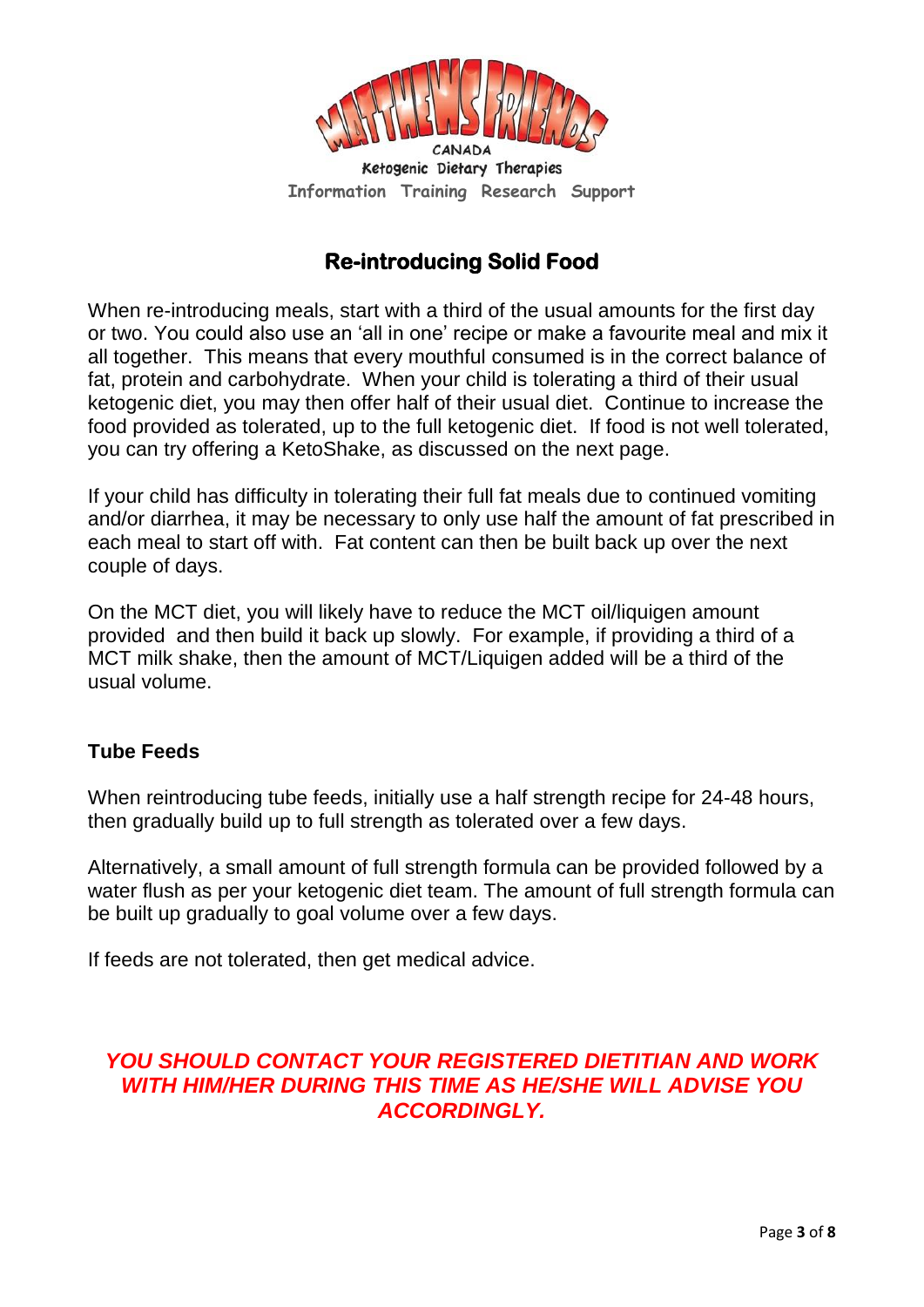MATTHEWS FRIENDS

CANADA

Ketogenic Dietary Therapies

Information Training Research Support

## Re-introducing Solid Food

When re-introducing meals, start with a third of the usual amounts for the first day or two. You could also use an 'all in one' recipe or make a favourite meal and mix it all together. This means that every mouthful consumed is in the correct balance of fat, protein and carbohydrate. When your child is tolerating a third of their usual ketogenic diet, you may then offer half of their usual diet. Continue to increase the food provided as tolerated, up to the full ketogenic diet. If food is not well tolerated, you can try offering a KetoShake, as discussed on the next page.

If your child has difficulty in tolerating their full fat meals due to continued vomiting and/or diarrhea, it may be necessary to only use half the amount of fat prescribed in each meal to start off with. Fat content can then be built back up over the next couple of days.

On the MCT diet, you will likely have to reduce the MCT oil/liquigen amount provided and then build it back up slowly. For example, if providing a third of a MCT milk shake, then the amount of MCT/Liquigen added will be a third of the usual volume.

### Tube Feeds

When reintroducing tube feeds, initially use a half strength recipe for 24-48 hours, then gradually build up to full strength as tolerated over a few days.

Alternatively, a small amount of full strength formula can be provided followed by a water flush as per your ketogenic diet team. The amount of full strength formula can be built up gradually to goal volume over a few days.

If feeds are not tolerated, then get medical advice.

***YOU SHOULD CONTACT YOUR REGISTERED DIETITIAN AND WORK WITH HIM/HER DURING THIS TIME AS HE/SHE WILL ADVISE YOU ACCORDINGLY.***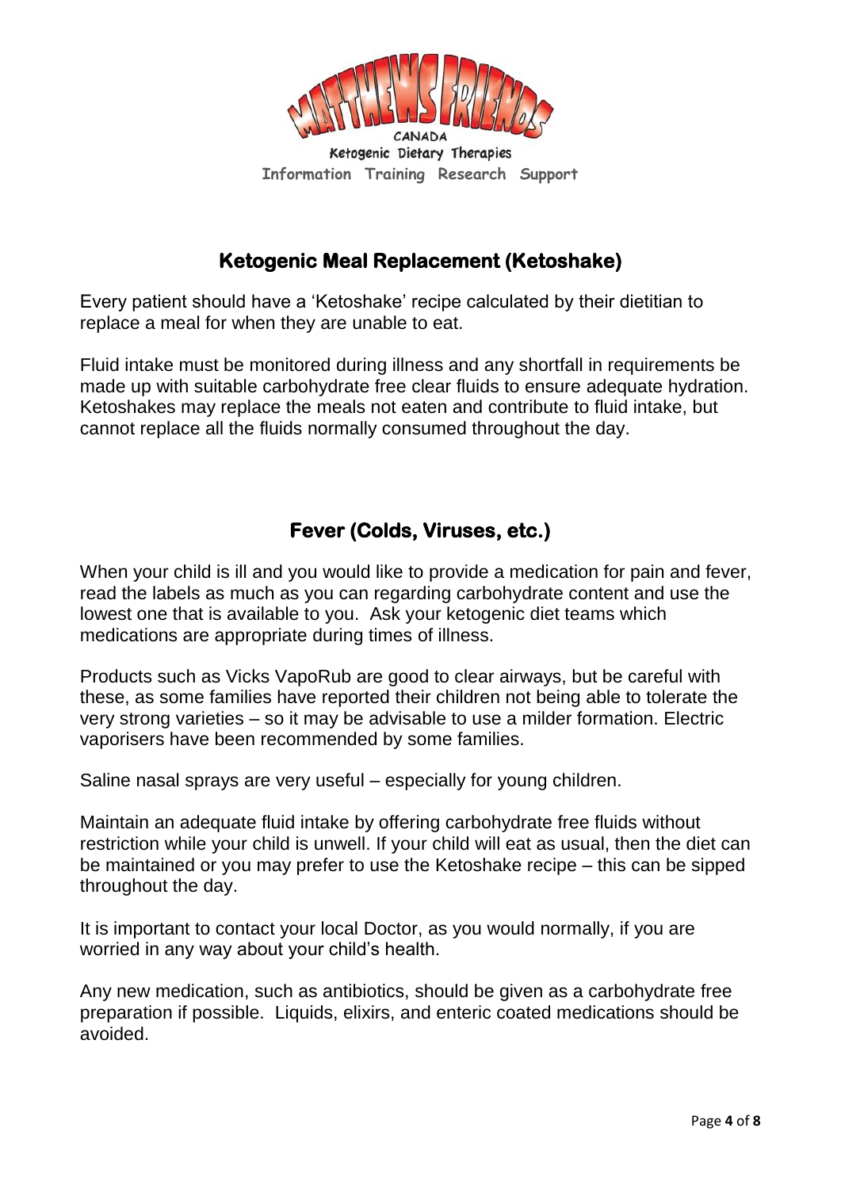MATTHEWS FRIENDS

CANADA

Ketogenic Dietary Therapies

Information Training Research Support

## Ketogenic Meal Replacement (Ketoshake)

Every patient should have a 'Ketoshake' recipe calculated by their dietitian to replace a meal for when they are unable to eat.

Fluid intake must be monitored during illness and any shortfall in requirements be made up with suitable carbohydrate free clear fluids to ensure adequate hydration. Ketoshakes may replace the meals not eaten and contribute to fluid intake, but cannot replace all the fluids normally consumed throughout the day.

## Fever (Colds, Viruses, etc.)

When your child is ill and you would like to provide a medication for pain and fever, read the labels as much as you can regarding carbohydrate content and use the lowest one that is available to you. Ask your ketogenic diet teams which medications are appropriate during times of illness.

Products such as Vicks VapoRub are good to clear airways, but be careful with these, as some families have reported their children not being able to tolerate the very strong varieties – so it may be advisable to use a milder formation. Electric vaporisers have been recommended by some families.

Saline nasal sprays are very useful – especially for young children.

Maintain an adequate fluid intake by offering carbohydrate free fluids without restriction while your child is unwell. If your child will eat as usual, then the diet can be maintained or you may prefer to use the Ketoshake recipe – this can be sipped throughout the day.

It is important to contact your local Doctor, as you would normally, if you are worried in any way about your child's health.

Any new medication, such as antibiotics, should be given as a carbohydrate free preparation if possible. Liquids, elixirs, and enteric coated medications should be avoided.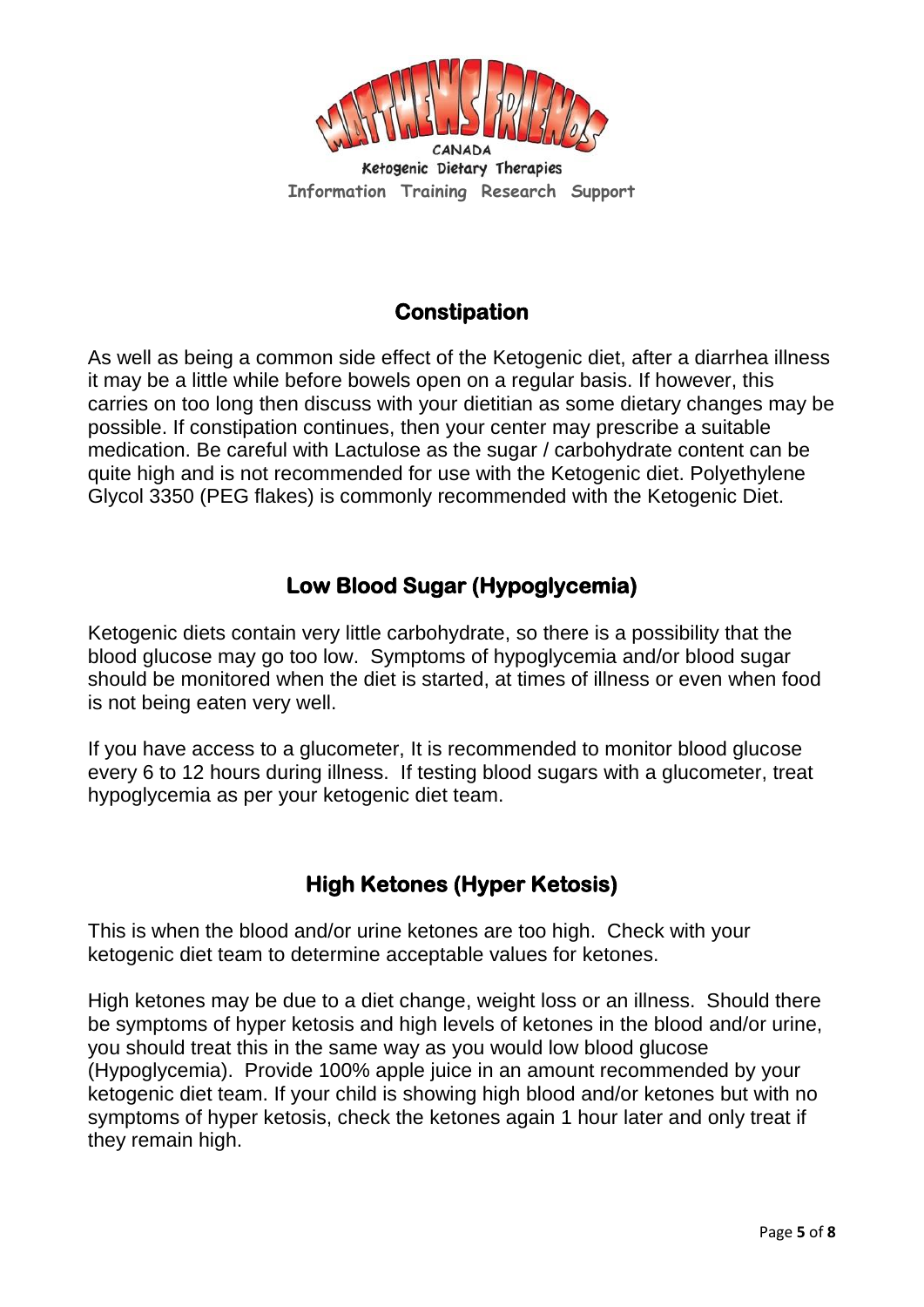## Constipation

As well as being a common side effect of the Ketogenic diet, after a diarrhea illness it may be a little while before bowels open on a regular basis. If however, this carries on too long then discuss with your dietitian as some dietary changes may be possible. If constipation continues, then your center may prescribe a suitable medication. Be careful with Lactulose as the sugar / carbohydrate content can be quite high and is not recommended for use with the Ketogenic diet. Polyethylene Glycol 3350 (PEG flakes) is commonly recommended with the Ketogenic Diet.

## Low Blood Sugar (Hypoglycemia)

Ketogenic diets contain very little carbohydrate, so there is a possibility that the blood glucose may go too low. Symptoms of hypoglycemia and/or blood sugar should be monitored when the diet is started, at times of illness or even when food is not being eaten very well.

If you have access to a glucometer, It is recommended to monitor blood glucose every 6 to 12 hours during illness. If testing blood sugars with a glucometer, treat hypoglycemia as per your ketogenic diet team.

## High Ketones (Hyper Ketosis)

This is when the blood and/or urine ketones are too high. Check with your ketogenic diet team to determine acceptable values for ketones.

High ketones may be due to a diet change, weight loss or an illness. Should there be symptoms of hyper ketosis and high levels of ketones in the blood and/or urine, you should treat this in the same way as you would low blood glucose (Hypoglycemia). Provide 100% apple juice in an amount recommended by your ketogenic diet team. If your child is showing high blood and/or ketones but with no symptoms of hyper ketosis, check the ketones again 1 hour later and only treat if they remain high.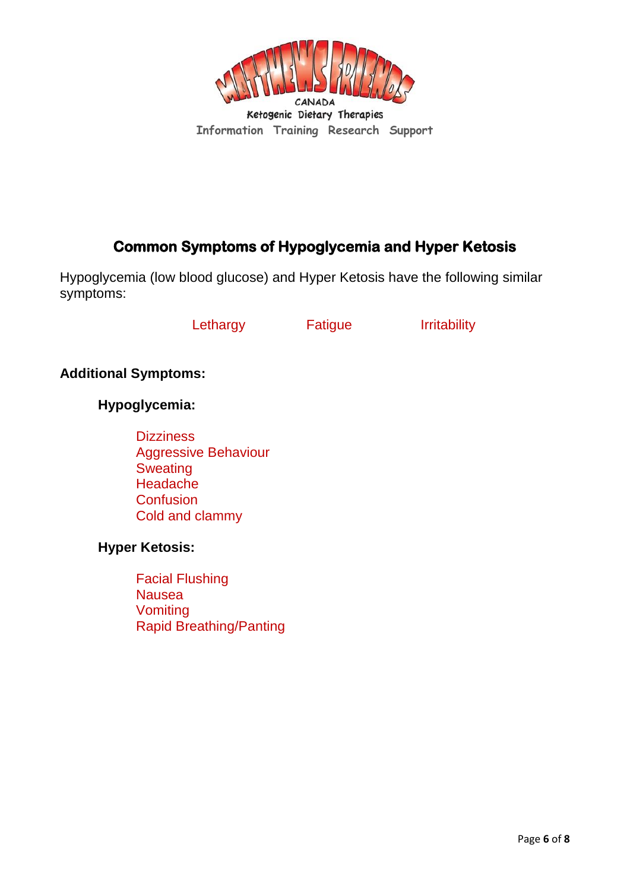MATTHEWS FRIENDS
CANADA
Ketogenic Dietary Therapies
Information Training Research Support

## Common Symptoms of Hypoglycemia and Hyper Ketosis

Hypoglycemia (low blood glucose) and Hyper Ketosis have the following similar symptoms:

Lethargy Fatigue Irritability

**Additional Symptoms:**

**Hypoglycemia:**

- Dizziness
- Aggressive Behaviour
- Sweating
- Headache
- Confusion
- Cold and clammy

**Hyper Ketosis:**

- Facial Flushing
- Nausea
- Vomiting
- Rapid Breathing/Panting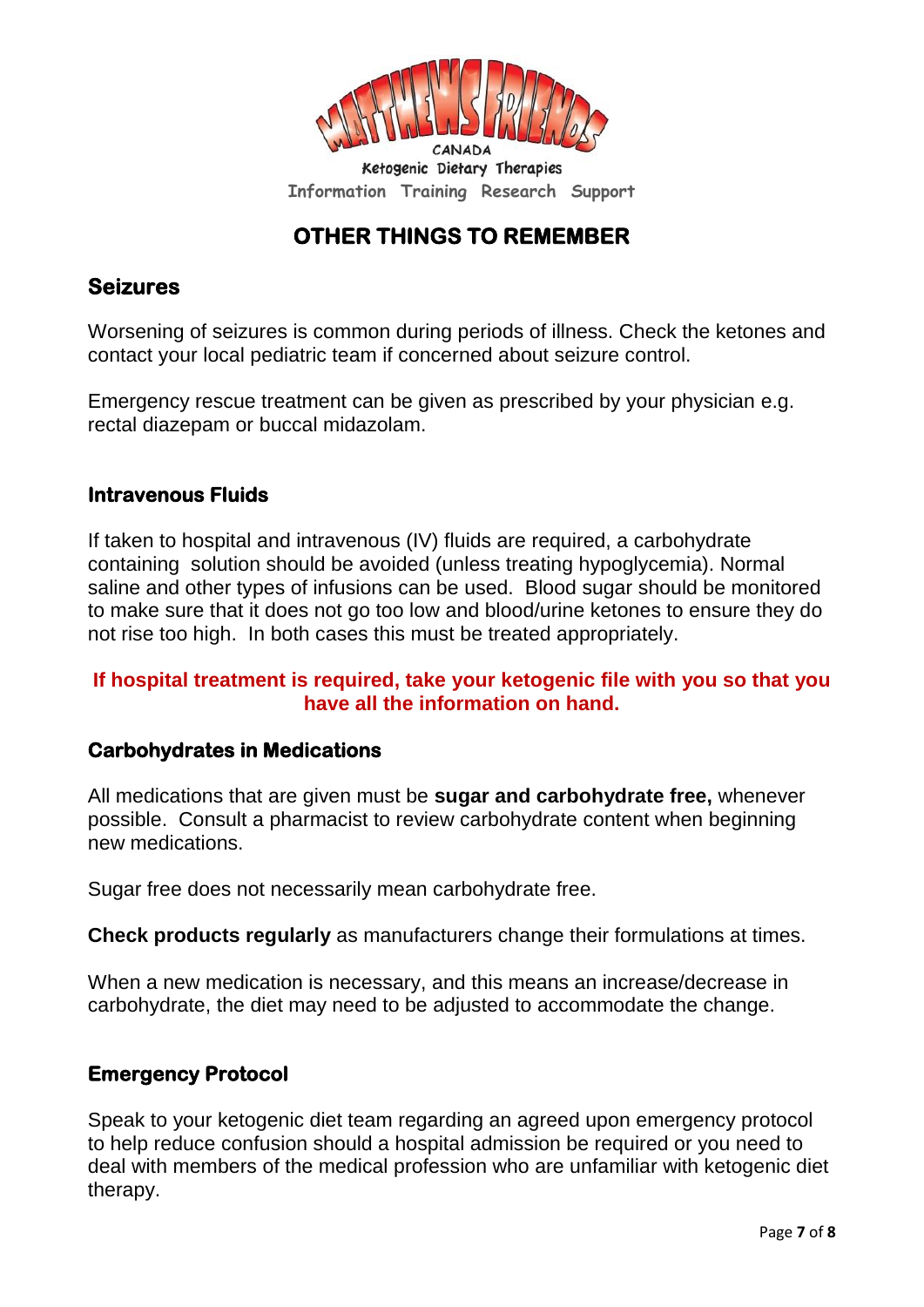MATTHEWS FRIENDS
CANADA
Ketogenic Dietary Therapies
Information Training Research Support

# OTHER THINGS TO REMEMBER

## Seizures

Worsening of seizures is common during periods of illness. Check the ketones and contact your local pediatric team if concerned about seizure control.

Emergency rescue treatment can be given as prescribed by your physician e.g. rectal diazepam or buccal midazolam.

### Intravenous Fluids

If taken to hospital and intravenous (IV) fluids are required, a carbohydrate containing solution should be avoided (unless treating hypoglycemia). Normal saline and other types of infusions can be used. Blood sugar should be monitored to make sure that it does not go too low and blood/urine ketones to ensure they do not rise too high. In both cases this must be treated appropriately.

**If hospital treatment is required, take your ketogenic file with you so that you have all the information on hand.**

### Carbohydrates in Medications

All medications that are given must be **sugar and carbohydrate free,** whenever possible. Consult a pharmacist to review carbohydrate content when beginning new medications.

Sugar free does not necessarily mean carbohydrate free.

**Check products regularly** as manufacturers change their formulations at times.

When a new medication is necessary, and this means an increase/decrease in carbohydrate, the diet may need to be adjusted to accommodate the change.

### Emergency Protocol

Speak to your ketogenic diet team regarding an agreed upon emergency protocol to help reduce confusion should a hospital admission be required or you need to deal with members of the medical profession who are unfamiliar with ketogenic diet therapy.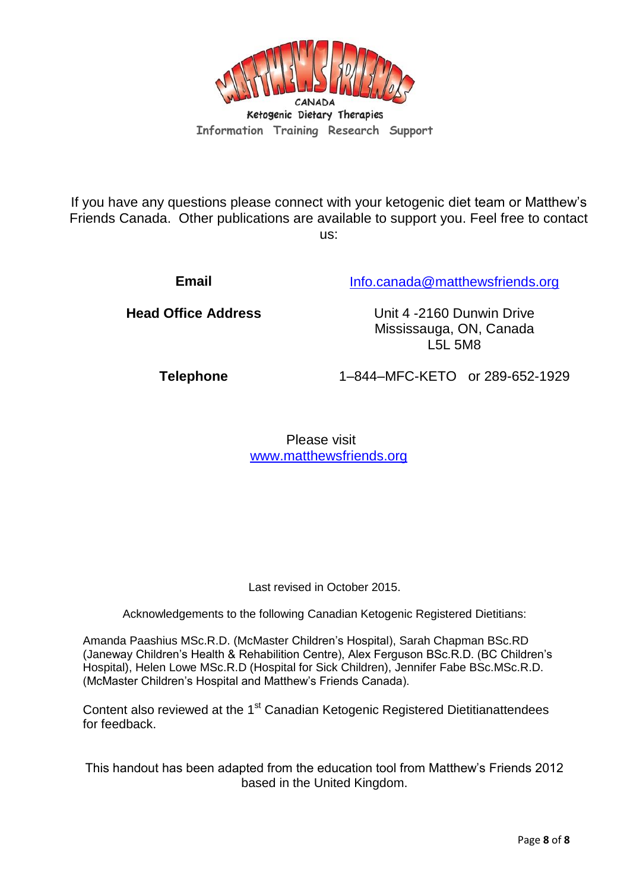MATTHEWS FRIENDS

CANADA

Ketogenic Dietary Therapies

Information Training Research Support

If you have any questions please connect with your ketogenic diet team or Matthew's Friends Canada. Other publications are available to support you. Feel free to contact us:

| | |
|---|---|
| **Email** | Info.canada@matthewsfriends.org |
| **Head Office Address** | Unit 4 -2160 Dunwin Drive<br>Mississauga, ON, Canada<br>L5L 5M8 |
| **Telephone** | 1–844–MFC-KETO or 289-652-1929 |

Please visit
www.matthewsfriends.org

Last revised in October 2015.

Acknowledgements to the following Canadian Ketogenic Registered Dietitians:

Amanda Paashius MSc.R.D. (McMaster Children's Hospital), Sarah Chapman BSc.RD (Janeway Children's Health & Rehabilition Centre), Alex Ferguson BSc.R.D. (BC Children's Hospital), Helen Lowe MSc.R.D (Hospital for Sick Children), Jennifer Fabe BSc.MSc.R.D. (McMaster Children's Hospital and Matthew's Friends Canada).

Content also reviewed at the 1st Canadian Ketogenic Registered Dietitianattendees for feedback.

This handout has been adapted from the education tool from Matthew's Friends 2012 based in the United Kingdom.